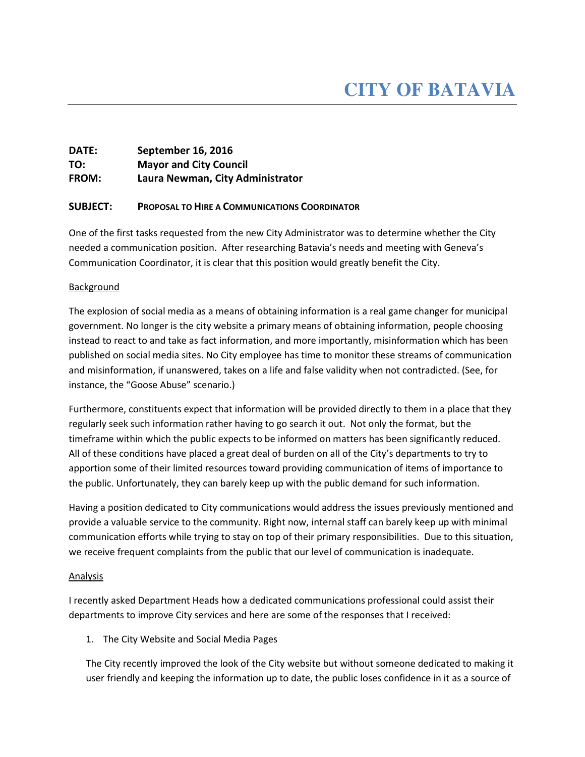# CITY OF BATAVIA

**DATE:** September 16, 2016
**TO:** Mayor and City Council
**FROM:** Laura Newman, City Administrator

**SUBJECT:** **PROPOSAL TO HIRE A COMMUNICATIONS COORDINATOR**

One of the first tasks requested from the new City Administrator was to determine whether the City needed a communication position. After researching Batavia's needs and meeting with Geneva's Communication Coordinator, it is clear that this position would greatly benefit the City.

Background

The explosion of social media as a means of obtaining information is a real game changer for municipal government. No longer is the city website a primary means of obtaining information, people choosing instead to react to and take as fact information, and more importantly, misinformation which has been published on social media sites. No City employee has time to monitor these streams of communication and misinformation, if unanswered, takes on a life and false validity when not contradicted. (See, for instance, the "Goose Abuse" scenario.)

Furthermore, constituents expect that information will be provided directly to them in a place that they regularly seek such information rather having to go search it out. Not only the format, but the timeframe within which the public expects to be informed on matters has been significantly reduced. All of these conditions have placed a great deal of burden on all of the City's departments to try to apportion some of their limited resources toward providing communication of items of importance to the public. Unfortunately, they can barely keep up with the public demand for such information.

Having a position dedicated to City communications would address the issues previously mentioned and provide a valuable service to the community. Right now, internal staff can barely keep up with minimal communication efforts while trying to stay on top of their primary responsibilities. Due to this situation, we receive frequent complaints from the public that our level of communication is inadequate.

Analysis

I recently asked Department Heads how a dedicated communications professional could assist their departments to improve City services and here are some of the responses that I received:

1. The City Website and Social Media Pages

The City recently improved the look of the City website but without someone dedicated to making it user friendly and keeping the information up to date, the public loses confidence in it as a source of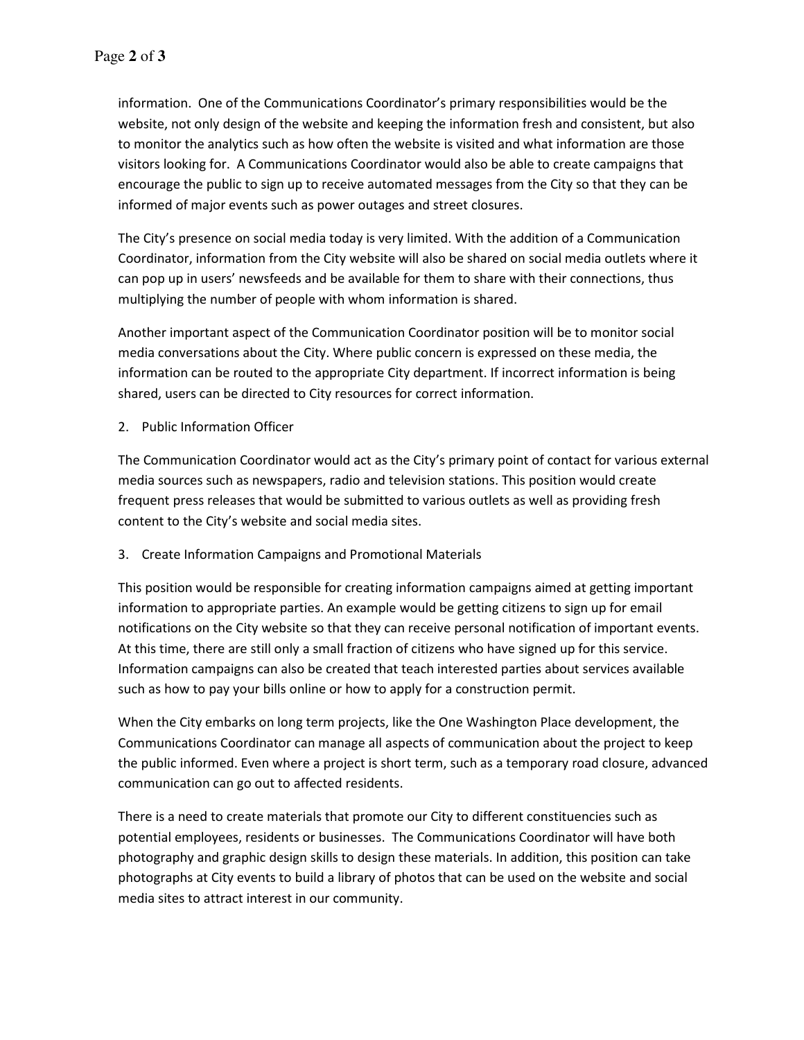information. One of the Communications Coordinator's primary responsibilities would be the website, not only design of the website and keeping the information fresh and consistent, but also to monitor the analytics such as how often the website is visited and what information are those visitors looking for. A Communications Coordinator would also be able to create campaigns that encourage the public to sign up to receive automated messages from the City so that they can be informed of major events such as power outages and street closures.

The City's presence on social media today is very limited. With the addition of a Communication Coordinator, information from the City website will also be shared on social media outlets where it can pop up in users' newsfeeds and be available for them to share with their connections, thus multiplying the number of people with whom information is shared.

Another important aspect of the Communication Coordinator position will be to monitor social media conversations about the City. Where public concern is expressed on these media, the information can be routed to the appropriate City department. If incorrect information is being shared, users can be directed to City resources for correct information.

2. Public Information Officer

The Communication Coordinator would act as the City's primary point of contact for various external media sources such as newspapers, radio and television stations. This position would create frequent press releases that would be submitted to various outlets as well as providing fresh content to the City's website and social media sites.

3. Create Information Campaigns and Promotional Materials

This position would be responsible for creating information campaigns aimed at getting important information to appropriate parties. An example would be getting citizens to sign up for email notifications on the City website so that they can receive personal notification of important events. At this time, there are still only a small fraction of citizens who have signed up for this service. Information campaigns can also be created that teach interested parties about services available such as how to pay your bills online or how to apply for a construction permit.

When the City embarks on long term projects, like the One Washington Place development, the Communications Coordinator can manage all aspects of communication about the project to keep the public informed. Even where a project is short term, such as a temporary road closure, advanced communication can go out to affected residents.

There is a need to create materials that promote our City to different constituencies such as potential employees, residents or businesses. The Communications Coordinator will have both photography and graphic design skills to design these materials. In addition, this position can take photographs at City events to build a library of photos that can be used on the website and social media sites to attract interest in our community.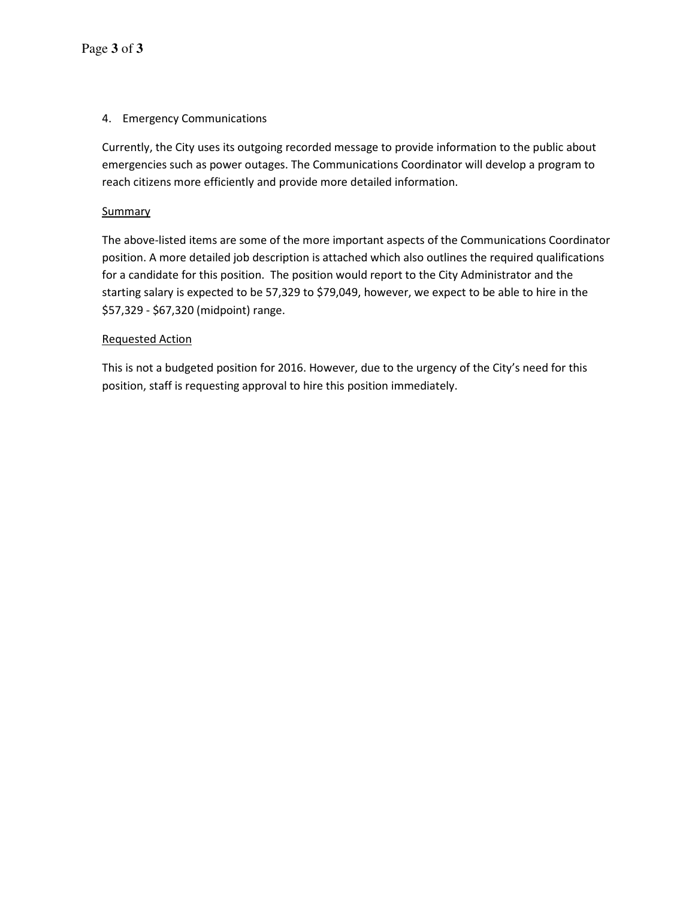4. Emergency Communications

Currently, the City uses its outgoing recorded message to provide information to the public about emergencies such as power outages. The Communications Coordinator will develop a program to reach citizens more efficiently and provide more detailed information.

Summary

The above-listed items are some of the more important aspects of the Communications Coordinator position. A more detailed job description is attached which also outlines the required qualifications for a candidate for this position. The position would report to the City Administrator and the starting salary is expected to be 57,329 to $79,049, however, we expect to be able to hire in the $57,329 - $67,320 (midpoint) range.

Requested Action

This is not a budgeted position for 2016. However, due to the urgency of the City's need for this position, staff is requesting approval to hire this position immediately.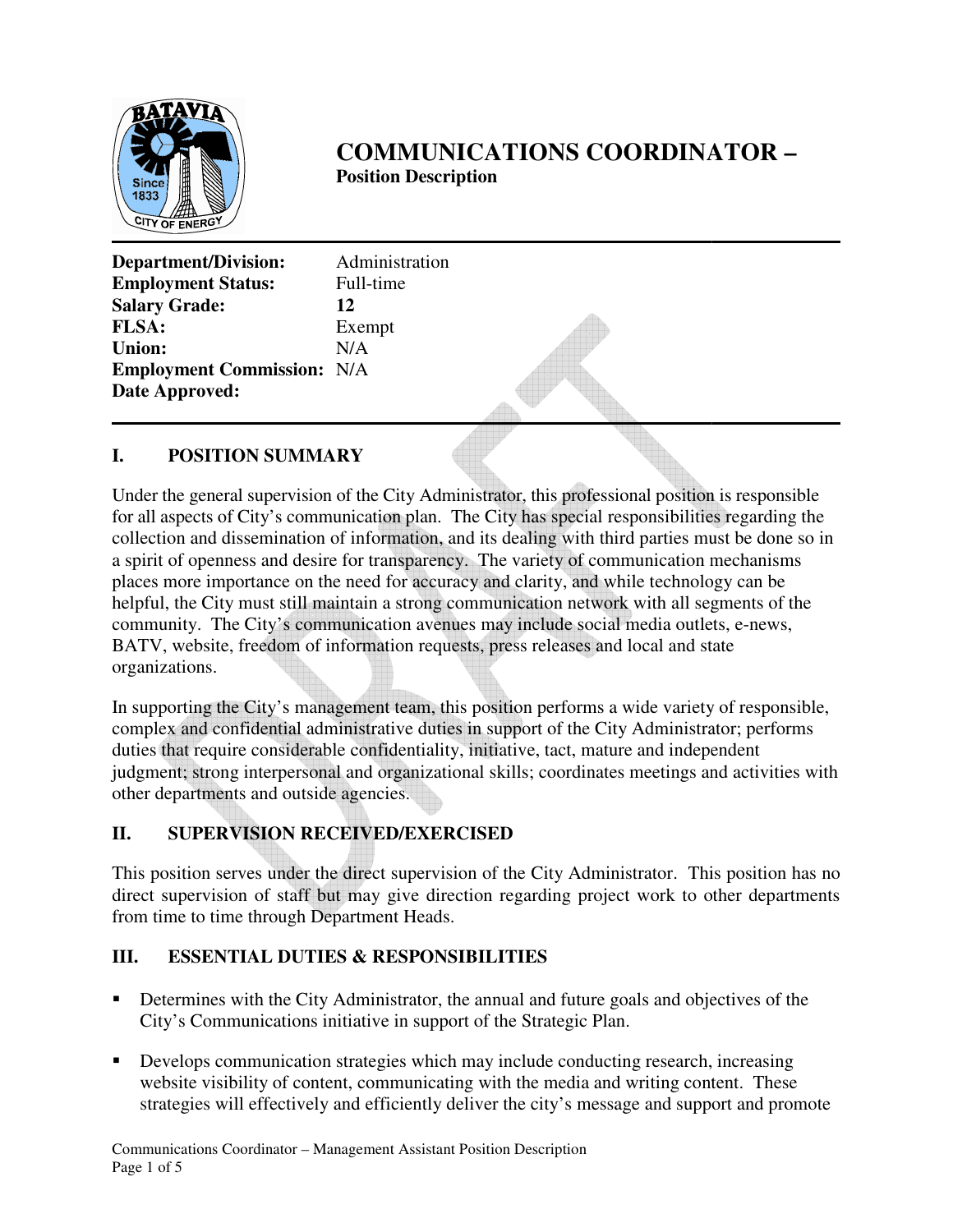# COMMUNICATIONS COORDINATOR –

**Position Description**

| | |
|---|---|
| **Department/Division:** | Administration |
| **Employment Status:** | Full-time |
| **Salary Grade:** | **12** |
| **FLSA:** | Exempt |
| **Union:** | N/A |
| **Employment Commission:** | N/A |
| **Date Approved:** | |

## I. POSITION SUMMARY

Under the general supervision of the City Administrator, this professional position is responsible for all aspects of City's communication plan. The City has special responsibilities regarding the collection and dissemination of information, and its dealing with third parties must be done so in a spirit of openness and desire for transparency. The variety of communication mechanisms places more importance on the need for accuracy and clarity, and while technology can be helpful, the City must still maintain a strong communication network with all segments of the community. The City's communication avenues may include social media outlets, e-news, BATV, website, freedom of information requests, press releases and local and state organizations.

In supporting the City's management team, this position performs a wide variety of responsible, complex and confidential administrative duties in support of the City Administrator; performs duties that require considerable confidentiality, initiative, tact, mature and independent judgment; strong interpersonal and organizational skills; coordinates meetings and activities with other departments and outside agencies.

## II. SUPERVISION RECEIVED/EXERCISED

This position serves under the direct supervision of the City Administrator. This position has no direct supervision of staff but may give direction regarding project work to other departments from time to time through Department Heads.

## III. ESSENTIAL DUTIES & RESPONSIBILITIES

- Determines with the City Administrator, the annual and future goals and objectives of the City's Communications initiative in support of the Strategic Plan.
- Develops communication strategies which may include conducting research, increasing website visibility of content, communicating with the media and writing content. These strategies will effectively and efficiently deliver the city's message and support and promote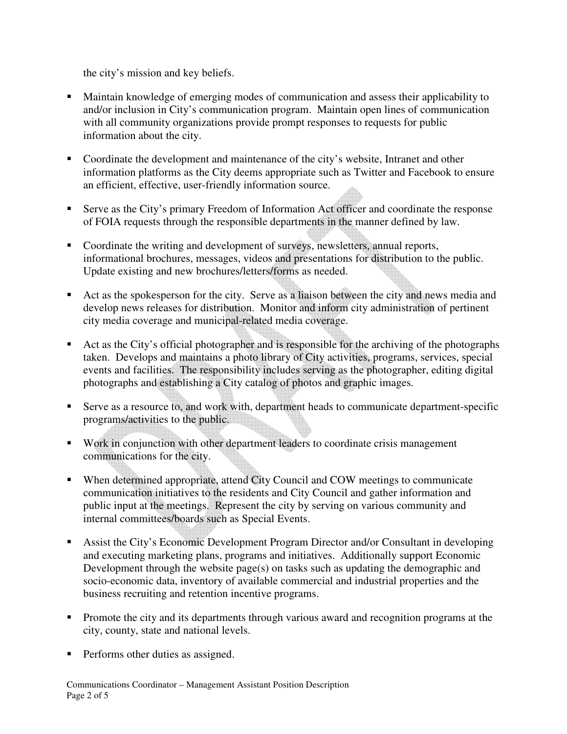the city's mission and key beliefs.

- Maintain knowledge of emerging modes of communication and assess their applicability to and/or inclusion in City's communication program. Maintain open lines of communication with all community organizations provide prompt responses to requests for public information about the city.

- Coordinate the development and maintenance of the city's website, Intranet and other information platforms as the City deems appropriate such as Twitter and Facebook to ensure an efficient, effective, user-friendly information source.

- Serve as the City's primary Freedom of Information Act officer and coordinate the response of FOIA requests through the responsible departments in the manner defined by law.

- Coordinate the writing and development of surveys, newsletters, annual reports, informational brochures, messages, videos and presentations for distribution to the public. Update existing and new brochures/letters/forms as needed.

- Act as the spokesperson for the city. Serve as a liaison between the city and news media and develop news releases for distribution. Monitor and inform city administration of pertinent city media coverage and municipal-related media coverage.

- Act as the City's official photographer and is responsible for the archiving of the photographs taken. Develops and maintains a photo library of City activities, programs, services, special events and facilities. The responsibility includes serving as the photographer, editing digital photographs and establishing a City catalog of photos and graphic images.

- Serve as a resource to, and work with, department heads to communicate department-specific programs/activities to the public.

- Work in conjunction with other department leaders to coordinate crisis management communications for the city.

- When determined appropriate, attend City Council and COW meetings to communicate communication initiatives to the residents and City Council and gather information and public input at the meetings. Represent the city by serving on various community and internal committees/boards such as Special Events.

- Assist the City's Economic Development Program Director and/or Consultant in developing and executing marketing plans, programs and initiatives. Additionally support Economic Development through the website page(s) on tasks such as updating the demographic and socio-economic data, inventory of available commercial and industrial properties and the business recruiting and retention incentive programs.

- Promote the city and its departments through various award and recognition programs at the city, county, state and national levels.

- Performs other duties as assigned.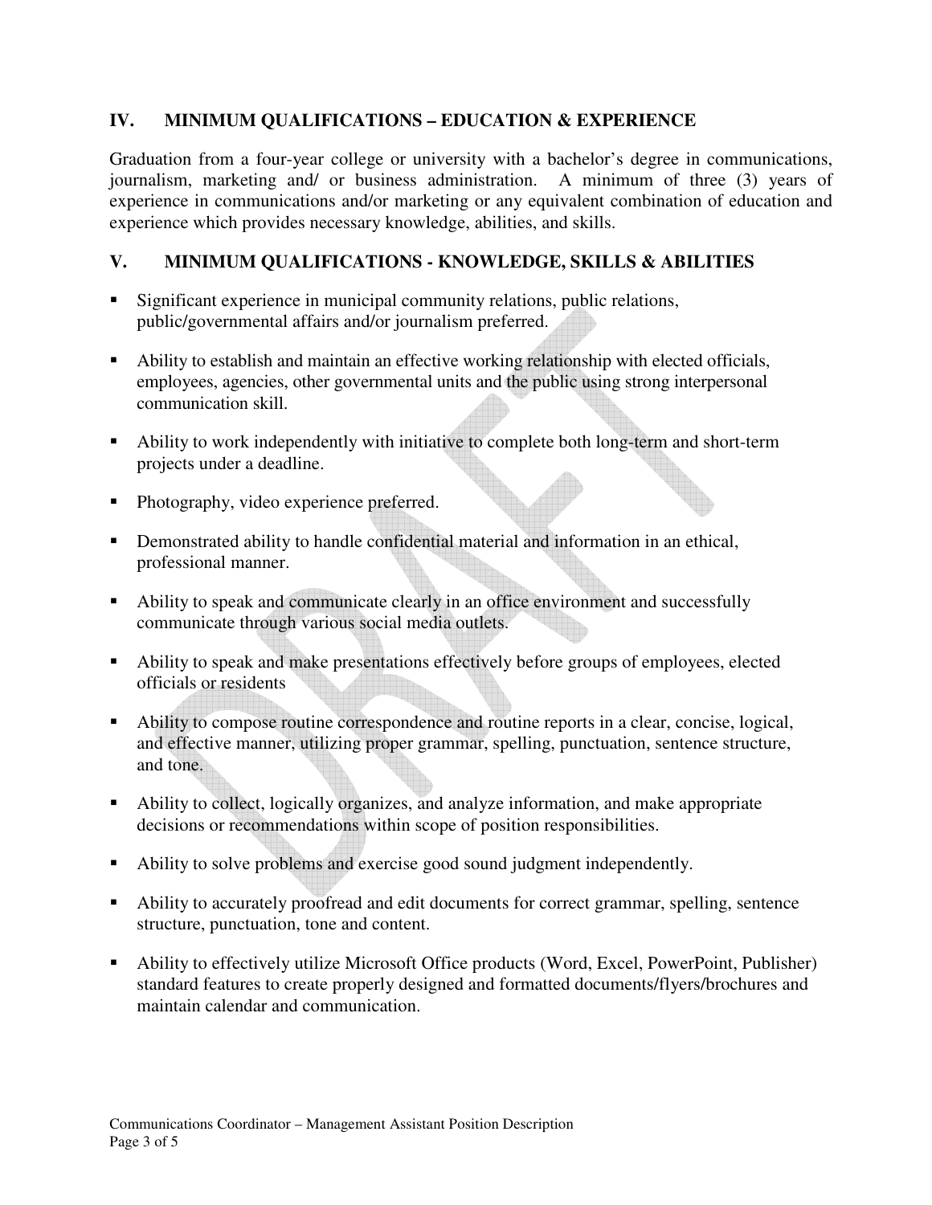## IV. MINIMUM QUALIFICATIONS – EDUCATION & EXPERIENCE

Graduation from a four-year college or university with a bachelor's degree in communications, journalism, marketing and/ or business administration. A minimum of three (3) years of experience in communications and/or marketing or any equivalent combination of education and experience which provides necessary knowledge, abilities, and skills.

## V. MINIMUM QUALIFICATIONS - KNOWLEDGE, SKILLS & ABILITIES

- Significant experience in municipal community relations, public relations, public/governmental affairs and/or journalism preferred.
- Ability to establish and maintain an effective working relationship with elected officials, employees, agencies, other governmental units and the public using strong interpersonal communication skill.
- Ability to work independently with initiative to complete both long-term and short-term projects under a deadline.
- Photography, video experience preferred.
- Demonstrated ability to handle confidential material and information in an ethical, professional manner.
- Ability to speak and communicate clearly in an office environment and successfully communicate through various social media outlets.
- Ability to speak and make presentations effectively before groups of employees, elected officials or residents
- Ability to compose routine correspondence and routine reports in a clear, concise, logical, and effective manner, utilizing proper grammar, spelling, punctuation, sentence structure, and tone.
- Ability to collect, logically organizes, and analyze information, and make appropriate decisions or recommendations within scope of position responsibilities.
- Ability to solve problems and exercise good sound judgment independently.
- Ability to accurately proofread and edit documents for correct grammar, spelling, sentence structure, punctuation, tone and content.
- Ability to effectively utilize Microsoft Office products (Word, Excel, PowerPoint, Publisher) standard features to create properly designed and formatted documents/flyers/brochures and maintain calendar and communication.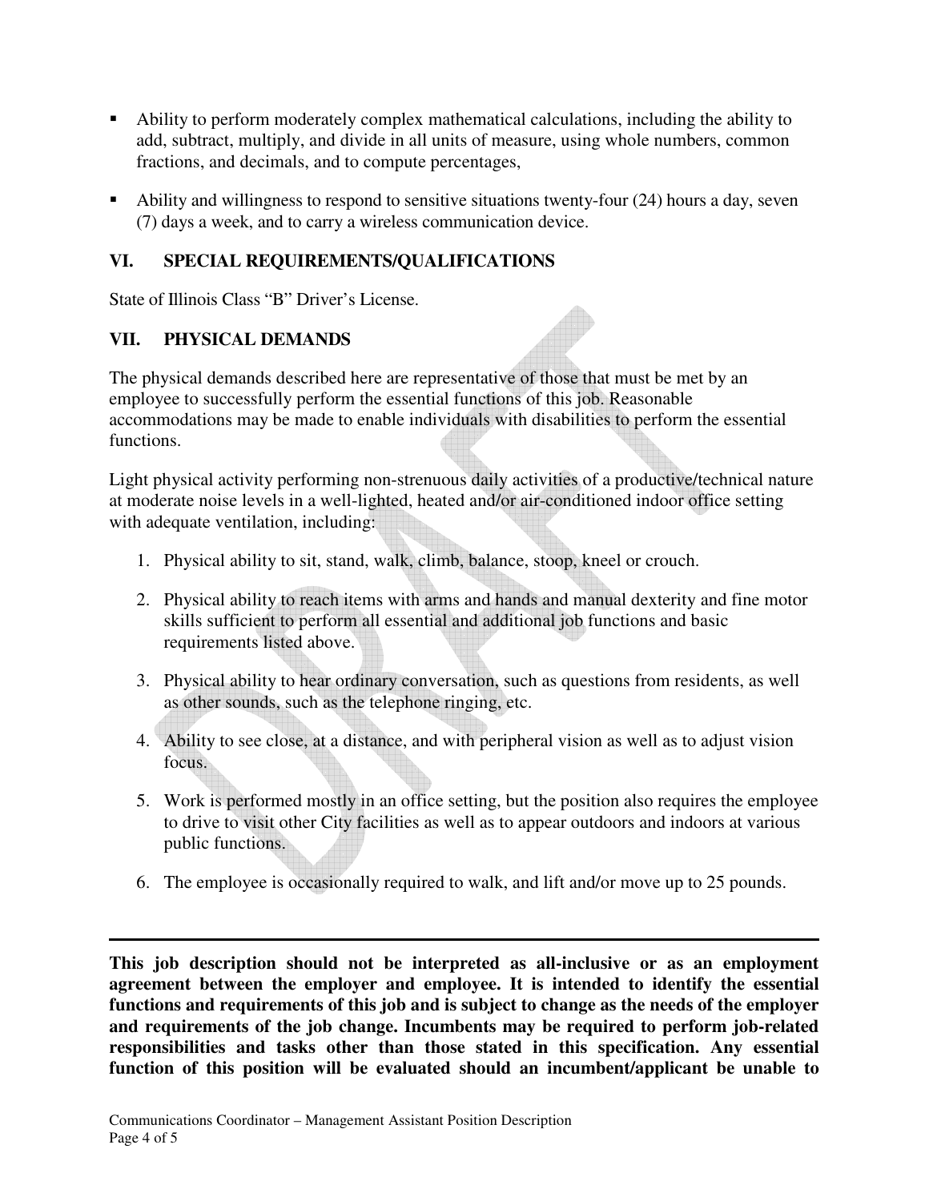- Ability to perform moderately complex mathematical calculations, including the ability to add, subtract, multiply, and divide in all units of measure, using whole numbers, common fractions, and decimals, and to compute percentages,
- Ability and willingness to respond to sensitive situations twenty-four (24) hours a day, seven (7) days a week, and to carry a wireless communication device.

## VI. SPECIAL REQUIREMENTS/QUALIFICATIONS

State of Illinois Class "B" Driver's License.

## VII. PHYSICAL DEMANDS

The physical demands described here are representative of those that must be met by an employee to successfully perform the essential functions of this job. Reasonable accommodations may be made to enable individuals with disabilities to perform the essential functions.

Light physical activity performing non-strenuous daily activities of a productive/technical nature at moderate noise levels in a well-lighted, heated and/or air-conditioned indoor office setting with adequate ventilation, including:

1. Physical ability to sit, stand, walk, climb, balance, stoop, kneel or crouch.
2. Physical ability to reach items with arms and hands and manual dexterity and fine motor skills sufficient to perform all essential and additional job functions and basic requirements listed above.
3. Physical ability to hear ordinary conversation, such as questions from residents, as well as other sounds, such as the telephone ringing, etc.
4. Ability to see close, at a distance, and with peripheral vision as well as to adjust vision focus.
5. Work is performed mostly in an office setting, but the position also requires the employee to drive to visit other City facilities as well as to appear outdoors and indoors at various public functions.
6. The employee is occasionally required to walk, and lift and/or move up to 25 pounds.

---

**This job description should not be interpreted as all-inclusive or as an employment agreement between the employer and employee. It is intended to identify the essential functions and requirements of this job and is subject to change as the needs of the employer and requirements of the job change. Incumbents may be required to perform job-related responsibilities and tasks other than those stated in this specification. Any essential function of this position will be evaluated should an incumbent/applicant be unable to**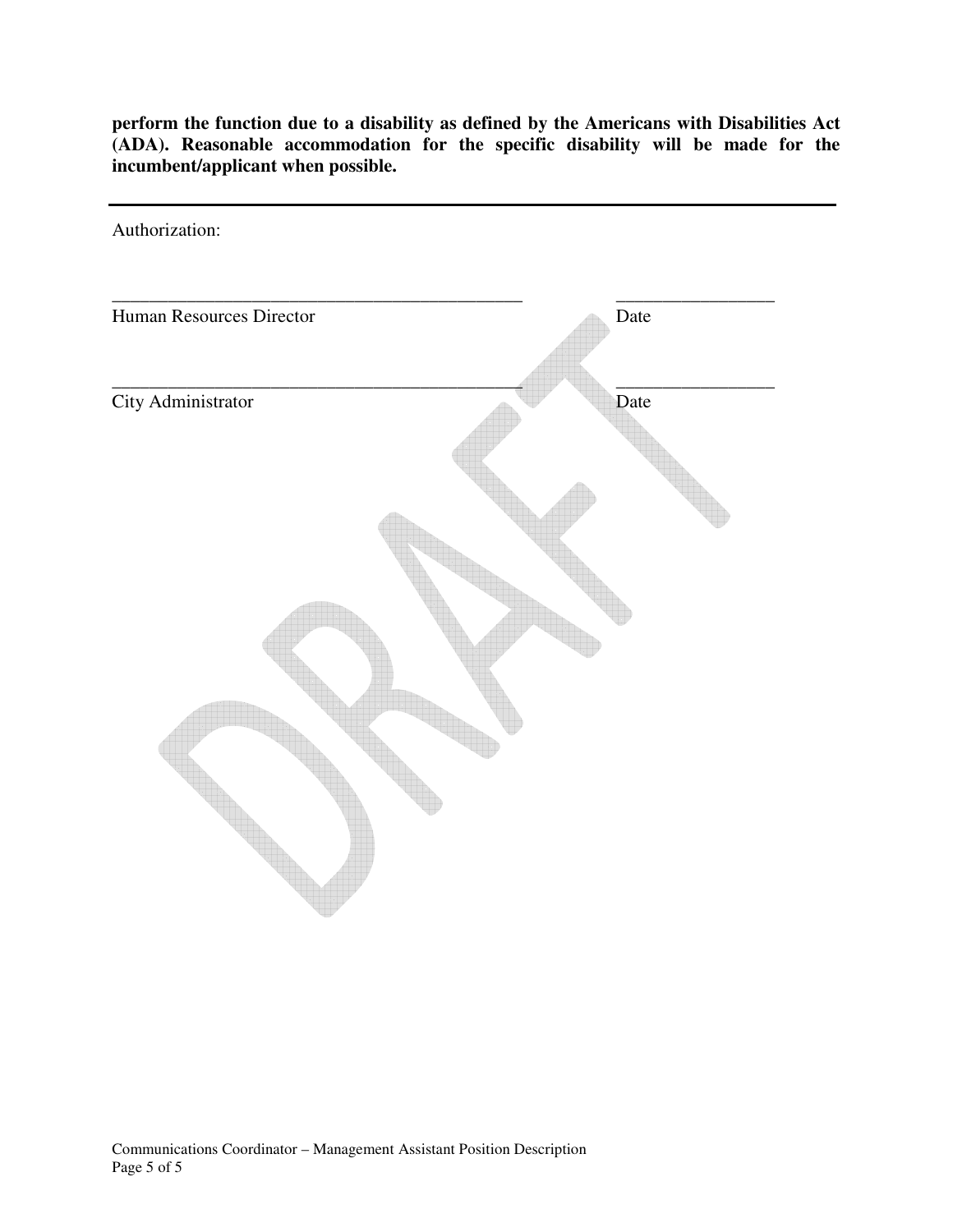**perform the function due to a disability as defined by the Americans with Disabilities Act (ADA). Reasonable accommodation for the specific disability will be made for the incumbent/applicant when possible.**

---

Authorization:

_____________________________________________ _________________

Human Resources Director Date

_____________________________________________ _________________

City Administrator Date